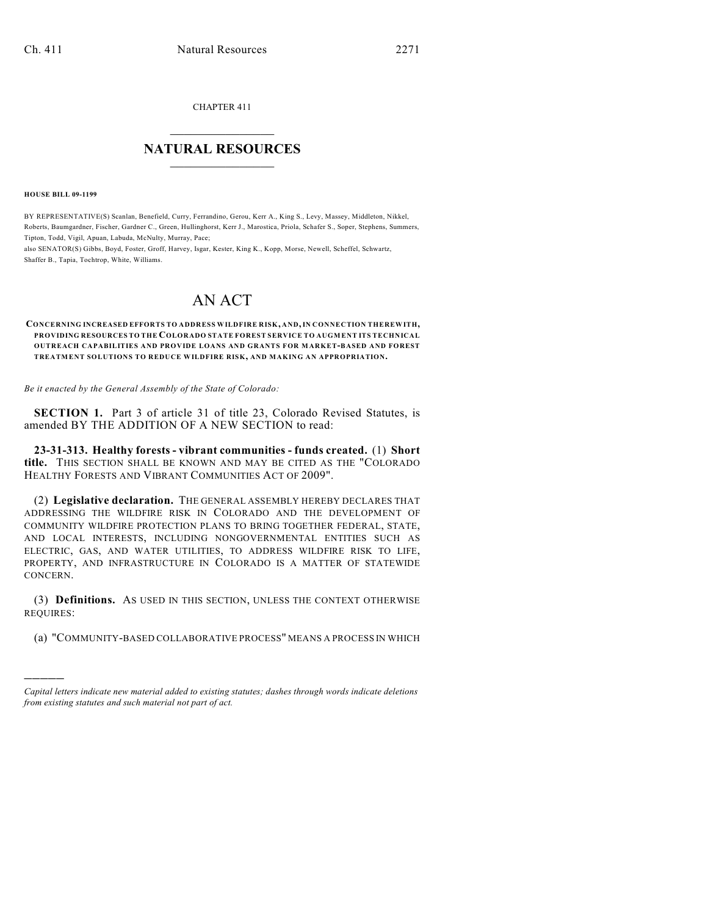CHAPTER 411

## NATURAL RESOURCES

**HOUSE BILL 09-1199**

BY REPRESENTATIVE(S) Scanlan, Benefield, Curry, Ferrandino, Gerou, Kerr A., King S., Levy, Massey, Middleton, Nikkel, Roberts, Baumgardner, Fischer, Gardner C., Green, Hullinghorst, Kerr J., Marostica, Priola, Schafer S., Soper, Stephens, Summers, Tipton, Todd, Vigil, Apuan, Labuda, McNulty, Murray, Pace;
also SENATOR(S) Gibbs, Boyd, Foster, Groff, Harvey, Isgar, Kester, King K., Kopp, Morse, Newell, Scheffel, Schwartz, Shaffer B., Tapia, Tochtrop, White, Williams.

# AN ACT

**CONCERNING INCREASED EFFORTS TO ADDRESS WILDFIRE RISK, AND, IN CONNECTION THEREWITH, PROVIDING RESOURCES TO THE COLORADO STATE FOREST SERVICE TO AUGMENT ITS TECHNICAL OUTREACH CAPABILITIES AND PROVIDE LOANS AND GRANTS FOR MARKET-BASED AND FOREST TREATMENT SOLUTIONS TO REDUCE WILDFIRE RISK, AND MAKING AN APPROPRIATION.**

*Be it enacted by the General Assembly of the State of Colorado:*

**SECTION 1.** Part 3 of article 31 of title 23, Colorado Revised Statutes, is amended BY THE ADDITION OF A NEW SECTION to read:

**23-31-313. Healthy forests - vibrant communities - funds created.** (1) **Short title.** THIS SECTION SHALL BE KNOWN AND MAY BE CITED AS THE "COLORADO HEALTHY FORESTS AND VIBRANT COMMUNITIES ACT OF 2009".

(2) **Legislative declaration.** THE GENERAL ASSEMBLY HEREBY DECLARES THAT ADDRESSING THE WILDFIRE RISK IN COLORADO AND THE DEVELOPMENT OF COMMUNITY WILDFIRE PROTECTION PLANS TO BRING TOGETHER FEDERAL, STATE, AND LOCAL INTERESTS, INCLUDING NONGOVERNMENTAL ENTITIES SUCH AS ELECTRIC, GAS, AND WATER UTILITIES, TO ADDRESS WILDFIRE RISK TO LIFE, PROPERTY, AND INFRASTRUCTURE IN COLORADO IS A MATTER OF STATEWIDE CONCERN.

(3) **Definitions.** AS USED IN THIS SECTION, UNLESS THE CONTEXT OTHERWISE REQUIRES:

(a) "COMMUNITY-BASED COLLABORATIVE PROCESS" MEANS A PROCESS IN WHICH

---

*Capital letters indicate new material added to existing statutes; dashes through words indicate deletions from existing statutes and such material not part of act.*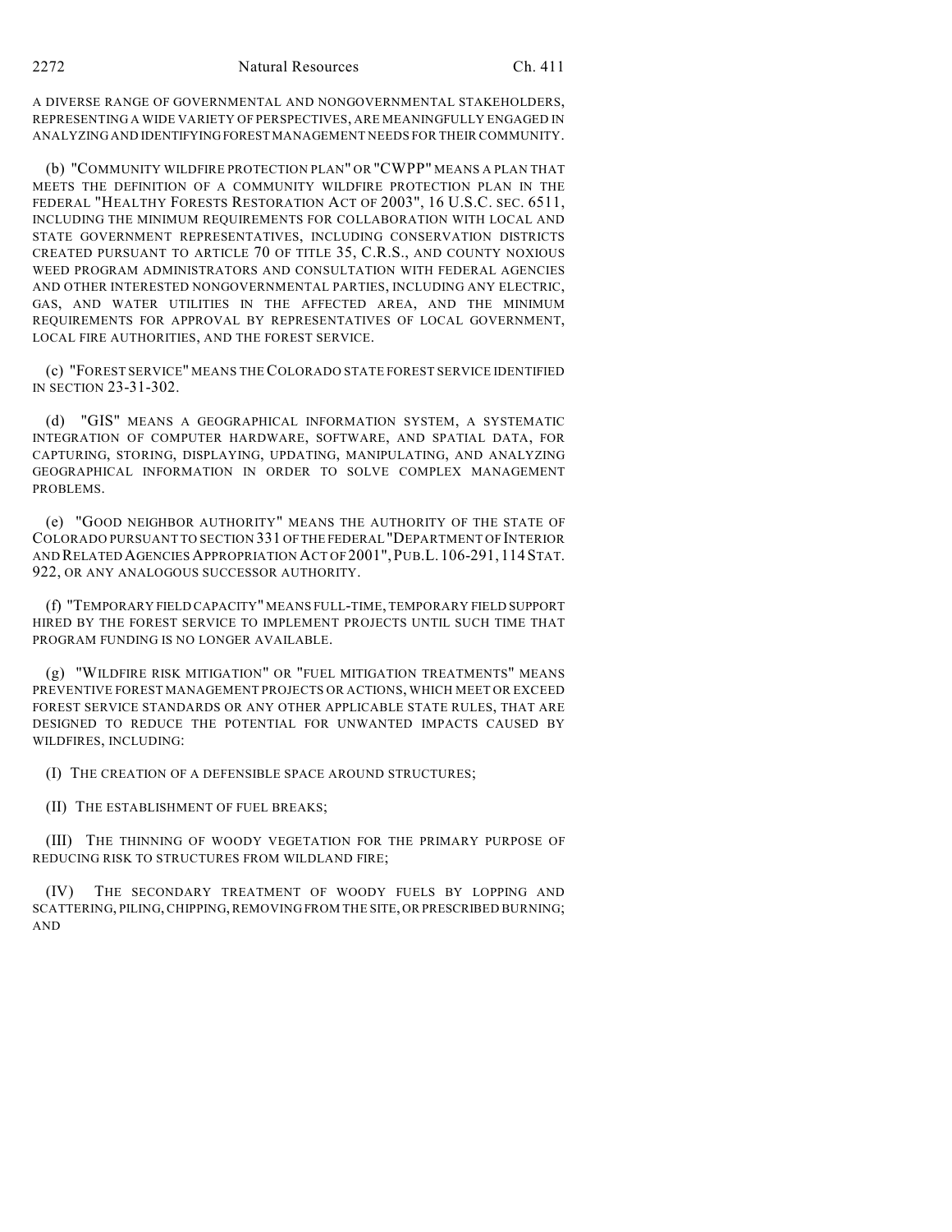A DIVERSE RANGE OF GOVERNMENTAL AND NONGOVERNMENTAL STAKEHOLDERS, REPRESENTING A WIDE VARIETY OF PERSPECTIVES, ARE MEANINGFULLY ENGAGED IN ANALYZING AND IDENTIFYING FOREST MANAGEMENT NEEDS FOR THEIR COMMUNITY.

(b) "COMMUNITY WILDFIRE PROTECTION PLAN" OR "CWPP" MEANS A PLAN THAT MEETS THE DEFINITION OF A COMMUNITY WILDFIRE PROTECTION PLAN IN THE FEDERAL "HEALTHY FORESTS RESTORATION ACT OF 2003", 16 U.S.C. SEC. 6511, INCLUDING THE MINIMUM REQUIREMENTS FOR COLLABORATION WITH LOCAL AND STATE GOVERNMENT REPRESENTATIVES, INCLUDING CONSERVATION DISTRICTS CREATED PURSUANT TO ARTICLE 70 OF TITLE 35, C.R.S., AND COUNTY NOXIOUS WEED PROGRAM ADMINISTRATORS AND CONSULTATION WITH FEDERAL AGENCIES AND OTHER INTERESTED NONGOVERNMENTAL PARTIES, INCLUDING ANY ELECTRIC, GAS, AND WATER UTILITIES IN THE AFFECTED AREA, AND THE MINIMUM REQUIREMENTS FOR APPROVAL BY REPRESENTATIVES OF LOCAL GOVERNMENT, LOCAL FIRE AUTHORITIES, AND THE FOREST SERVICE.

(c) "FOREST SERVICE" MEANS THE COLORADO STATE FOREST SERVICE IDENTIFIED IN SECTION 23-31-302.

(d) "GIS" MEANS A GEOGRAPHICAL INFORMATION SYSTEM, A SYSTEMATIC INTEGRATION OF COMPUTER HARDWARE, SOFTWARE, AND SPATIAL DATA, FOR CAPTURING, STORING, DISPLAYING, UPDATING, MANIPULATING, AND ANALYZING GEOGRAPHICAL INFORMATION IN ORDER TO SOLVE COMPLEX MANAGEMENT PROBLEMS.

(e) "GOOD NEIGHBOR AUTHORITY" MEANS THE AUTHORITY OF THE STATE OF COLORADO PURSUANT TO SECTION 331 OF THE FEDERAL "DEPARTMENT OF INTERIOR AND RELATED AGENCIES APPROPRIATION ACT OF 2001", PUB.L. 106-291, 114 STAT. 922, OR ANY ANALOGOUS SUCCESSOR AUTHORITY.

(f) "TEMPORARY FIELD CAPACITY" MEANS FULL-TIME, TEMPORARY FIELD SUPPORT HIRED BY THE FOREST SERVICE TO IMPLEMENT PROJECTS UNTIL SUCH TIME THAT PROGRAM FUNDING IS NO LONGER AVAILABLE.

(g) "WILDFIRE RISK MITIGATION" OR "FUEL MITIGATION TREATMENTS" MEANS PREVENTIVE FOREST MANAGEMENT PROJECTS OR ACTIONS, WHICH MEET OR EXCEED FOREST SERVICE STANDARDS OR ANY OTHER APPLICABLE STATE RULES, THAT ARE DESIGNED TO REDUCE THE POTENTIAL FOR UNWANTED IMPACTS CAUSED BY WILDFIRES, INCLUDING:

(I) THE CREATION OF A DEFENSIBLE SPACE AROUND STRUCTURES;

(II) THE ESTABLISHMENT OF FUEL BREAKS;

(III) THE THINNING OF WOODY VEGETATION FOR THE PRIMARY PURPOSE OF REDUCING RISK TO STRUCTURES FROM WILDLAND FIRE;

(IV) THE SECONDARY TREATMENT OF WOODY FUELS BY LOPPING AND SCATTERING, PILING, CHIPPING, REMOVING FROM THE SITE, OR PRESCRIBED BURNING; AND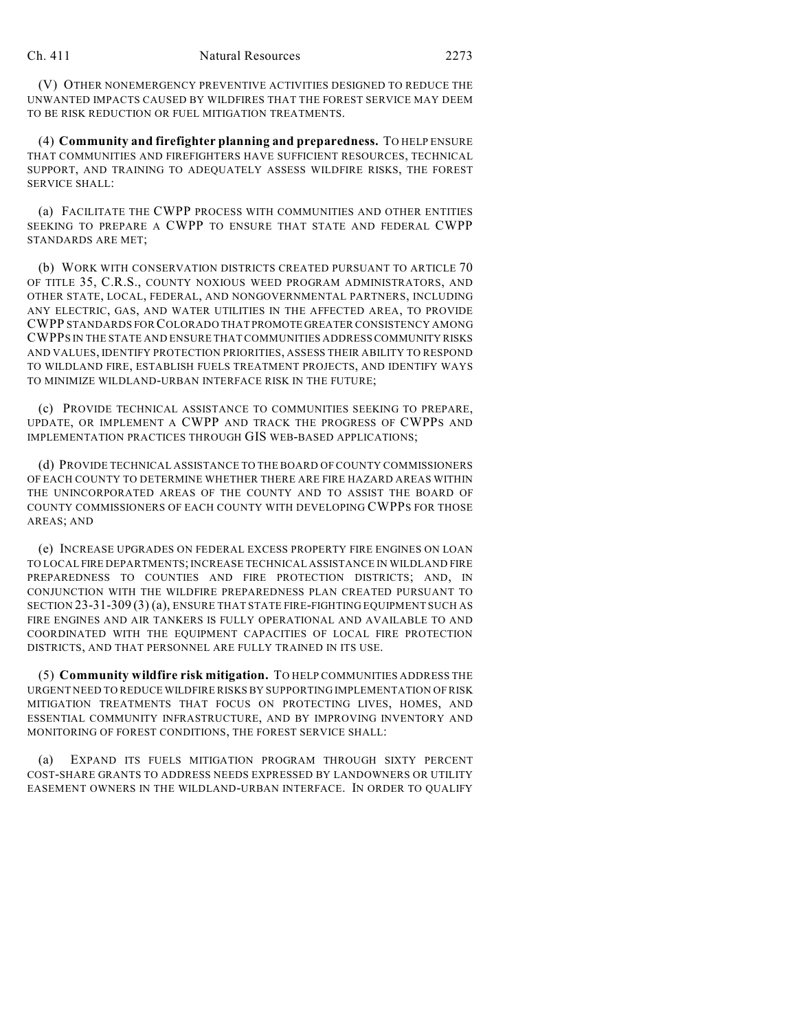(V) OTHER NONEMERGENCY PREVENTIVE ACTIVITIES DESIGNED TO REDUCE THE UNWANTED IMPACTS CAUSED BY WILDFIRES THAT THE FOREST SERVICE MAY DEEM TO BE RISK REDUCTION OR FUEL MITIGATION TREATMENTS.

(4) **Community and firefighter planning and preparedness.** TO HELP ENSURE THAT COMMUNITIES AND FIREFIGHTERS HAVE SUFFICIENT RESOURCES, TECHNICAL SUPPORT, AND TRAINING TO ADEQUATELY ASSESS WILDFIRE RISKS, THE FOREST SERVICE SHALL:

(a) FACILITATE THE CWPP PROCESS WITH COMMUNITIES AND OTHER ENTITIES SEEKING TO PREPARE A CWPP TO ENSURE THAT STATE AND FEDERAL CWPP STANDARDS ARE MET;

(b) WORK WITH CONSERVATION DISTRICTS CREATED PURSUANT TO ARTICLE 70 OF TITLE 35, C.R.S., COUNTY NOXIOUS WEED PROGRAM ADMINISTRATORS, AND OTHER STATE, LOCAL, FEDERAL, AND NONGOVERNMENTAL PARTNERS, INCLUDING ANY ELECTRIC, GAS, AND WATER UTILITIES IN THE AFFECTED AREA, TO PROVIDE CWPP STANDARDS FOR COLORADO THAT PROMOTE GREATER CONSISTENCY AMONG CWPPS IN THE STATE AND ENSURE THAT COMMUNITIES ADDRESS COMMUNITY RISKS AND VALUES, IDENTIFY PROTECTION PRIORITIES, ASSESS THEIR ABILITY TO RESPOND TO WILDLAND FIRE, ESTABLISH FUELS TREATMENT PROJECTS, AND IDENTIFY WAYS TO MINIMIZE WILDLAND-URBAN INTERFACE RISK IN THE FUTURE;

(c) PROVIDE TECHNICAL ASSISTANCE TO COMMUNITIES SEEKING TO PREPARE, UPDATE, OR IMPLEMENT A CWPP AND TRACK THE PROGRESS OF CWPPS AND IMPLEMENTATION PRACTICES THROUGH GIS WEB-BASED APPLICATIONS;

(d) PROVIDE TECHNICAL ASSISTANCE TO THE BOARD OF COUNTY COMMISSIONERS OF EACH COUNTY TO DETERMINE WHETHER THERE ARE FIRE HAZARD AREAS WITHIN THE UNINCORPORATED AREAS OF THE COUNTY AND TO ASSIST THE BOARD OF COUNTY COMMISSIONERS OF EACH COUNTY WITH DEVELOPING CWPPS FOR THOSE AREAS; AND

(e) INCREASE UPGRADES ON FEDERAL EXCESS PROPERTY FIRE ENGINES ON LOAN TO LOCAL FIRE DEPARTMENTS; INCREASE TECHNICAL ASSISTANCE IN WILDLAND FIRE PREPAREDNESS TO COUNTIES AND FIRE PROTECTION DISTRICTS; AND, IN CONJUNCTION WITH THE WILDFIRE PREPAREDNESS PLAN CREATED PURSUANT TO SECTION 23-31-309 (3) (a), ENSURE THAT STATE FIRE-FIGHTING EQUIPMENT SUCH AS FIRE ENGINES AND AIR TANKERS IS FULLY OPERATIONAL AND AVAILABLE TO AND COORDINATED WITH THE EQUIPMENT CAPACITIES OF LOCAL FIRE PROTECTION DISTRICTS, AND THAT PERSONNEL ARE FULLY TRAINED IN ITS USE.

(5) **Community wildfire risk mitigation.** TO HELP COMMUNITIES ADDRESS THE URGENT NEED TO REDUCE WILDFIRE RISKS BY SUPPORTING IMPLEMENTATION OF RISK MITIGATION TREATMENTS THAT FOCUS ON PROTECTING LIVES, HOMES, AND ESSENTIAL COMMUNITY INFRASTRUCTURE, AND BY IMPROVING INVENTORY AND MONITORING OF FOREST CONDITIONS, THE FOREST SERVICE SHALL:

(a) EXPAND ITS FUELS MITIGATION PROGRAM THROUGH SIXTY PERCENT COST-SHARE GRANTS TO ADDRESS NEEDS EXPRESSED BY LANDOWNERS OR UTILITY EASEMENT OWNERS IN THE WILDLAND-URBAN INTERFACE. IN ORDER TO QUALIFY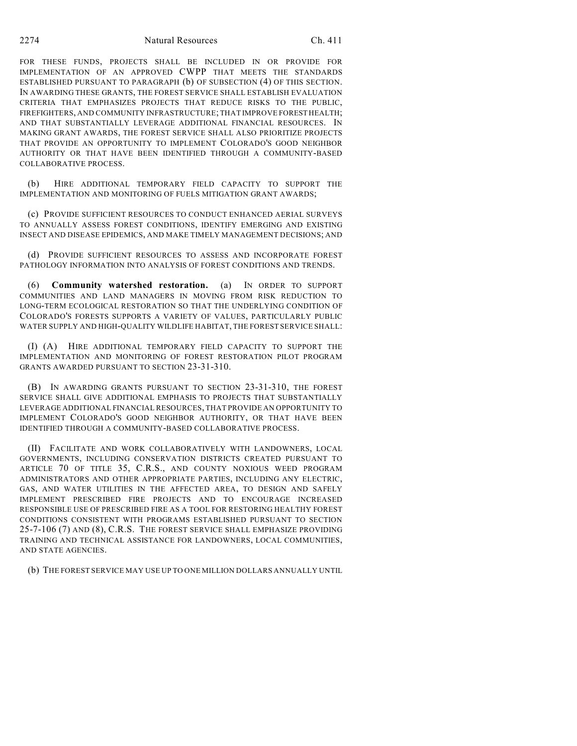FOR THESE FUNDS, PROJECTS SHALL BE INCLUDED IN OR PROVIDE FOR IMPLEMENTATION OF AN APPROVED CWPP THAT MEETS THE STANDARDS ESTABLISHED PURSUANT TO PARAGRAPH (b) OF SUBSECTION (4) OF THIS SECTION. IN AWARDING THESE GRANTS, THE FOREST SERVICE SHALL ESTABLISH EVALUATION CRITERIA THAT EMPHASIZES PROJECTS THAT REDUCE RISKS TO THE PUBLIC, FIREFIGHTERS, AND COMMUNITY INFRASTRUCTURE; THAT IMPROVE FOREST HEALTH; AND THAT SUBSTANTIALLY LEVERAGE ADDITIONAL FINANCIAL RESOURCES. IN MAKING GRANT AWARDS, THE FOREST SERVICE SHALL ALSO PRIORITIZE PROJECTS THAT PROVIDE AN OPPORTUNITY TO IMPLEMENT COLORADO'S GOOD NEIGHBOR AUTHORITY OR THAT HAVE BEEN IDENTIFIED THROUGH A COMMUNITY-BASED COLLABORATIVE PROCESS.

(b) HIRE ADDITIONAL TEMPORARY FIELD CAPACITY TO SUPPORT THE IMPLEMENTATION AND MONITORING OF FUELS MITIGATION GRANT AWARDS;

(c) PROVIDE SUFFICIENT RESOURCES TO CONDUCT ENHANCED AERIAL SURVEYS TO ANNUALLY ASSESS FOREST CONDITIONS, IDENTIFY EMERGING AND EXISTING INSECT AND DISEASE EPIDEMICS, AND MAKE TIMELY MANAGEMENT DECISIONS; AND

(d) PROVIDE SUFFICIENT RESOURCES TO ASSESS AND INCORPORATE FOREST PATHOLOGY INFORMATION INTO ANALYSIS OF FOREST CONDITIONS AND TRENDS.

(6) **Community watershed restoration.** (a) IN ORDER TO SUPPORT COMMUNITIES AND LAND MANAGERS IN MOVING FROM RISK REDUCTION TO LONG-TERM ECOLOGICAL RESTORATION SO THAT THE UNDERLYING CONDITION OF COLORADO'S FORESTS SUPPORTS A VARIETY OF VALUES, PARTICULARLY PUBLIC WATER SUPPLY AND HIGH-QUALITY WILDLIFE HABITAT, THE FOREST SERVICE SHALL:

(I) (A) HIRE ADDITIONAL TEMPORARY FIELD CAPACITY TO SUPPORT THE IMPLEMENTATION AND MONITORING OF FOREST RESTORATION PILOT PROGRAM GRANTS AWARDED PURSUANT TO SECTION 23-31-310.

(B) IN AWARDING GRANTS PURSUANT TO SECTION 23-31-310, THE FOREST SERVICE SHALL GIVE ADDITIONAL EMPHASIS TO PROJECTS THAT SUBSTANTIALLY LEVERAGE ADDITIONAL FINANCIAL RESOURCES, THAT PROVIDE AN OPPORTUNITY TO IMPLEMENT COLORADO'S GOOD NEIGHBOR AUTHORITY, OR THAT HAVE BEEN IDENTIFIED THROUGH A COMMUNITY-BASED COLLABORATIVE PROCESS.

(II) FACILITATE AND WORK COLLABORATIVELY WITH LANDOWNERS, LOCAL GOVERNMENTS, INCLUDING CONSERVATION DISTRICTS CREATED PURSUANT TO ARTICLE 70 OF TITLE 35, C.R.S., AND COUNTY NOXIOUS WEED PROGRAM ADMINISTRATORS AND OTHER APPROPRIATE PARTIES, INCLUDING ANY ELECTRIC, GAS, AND WATER UTILITIES IN THE AFFECTED AREA, TO DESIGN AND SAFELY IMPLEMENT PRESCRIBED FIRE PROJECTS AND TO ENCOURAGE INCREASED RESPONSIBLE USE OF PRESCRIBED FIRE AS A TOOL FOR RESTORING HEALTHY FOREST CONDITIONS CONSISTENT WITH PROGRAMS ESTABLISHED PURSUANT TO SECTION 25-7-106 (7) AND (8), C.R.S. THE FOREST SERVICE SHALL EMPHASIZE PROVIDING TRAINING AND TECHNICAL ASSISTANCE FOR LANDOWNERS, LOCAL COMMUNITIES, AND STATE AGENCIES.

(b) THE FOREST SERVICE MAY USE UP TO ONE MILLION DOLLARS ANNUALLY UNTIL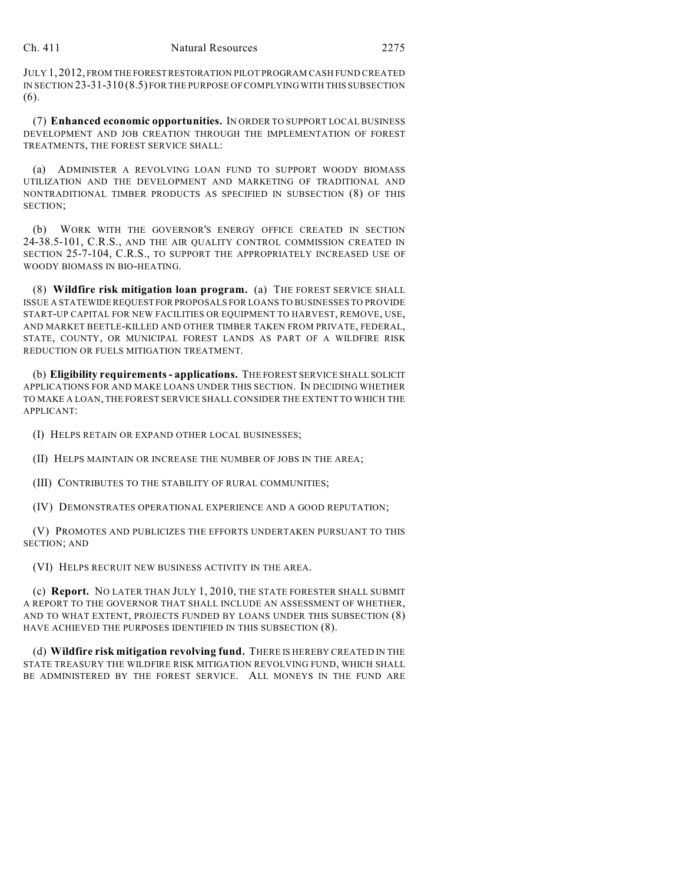JULY 1, 2012, FROM THE FOREST RESTORATION PILOT PROGRAM CASH FUND CREATED IN SECTION 23-31-310 (8.5) FOR THE PURPOSE OF COMPLYING WITH THIS SUBSECTION (6).

(7) **Enhanced economic opportunities.** IN ORDER TO SUPPORT LOCAL BUSINESS DEVELOPMENT AND JOB CREATION THROUGH THE IMPLEMENTATION OF FOREST TREATMENTS, THE FOREST SERVICE SHALL:

(a) ADMINISTER A REVOLVING LOAN FUND TO SUPPORT WOODY BIOMASS UTILIZATION AND THE DEVELOPMENT AND MARKETING OF TRADITIONAL AND NONTRADITIONAL TIMBER PRODUCTS AS SPECIFIED IN SUBSECTION (8) OF THIS SECTION;

(b) WORK WITH THE GOVERNOR'S ENERGY OFFICE CREATED IN SECTION 24-38.5-101, C.R.S., AND THE AIR QUALITY CONTROL COMMISSION CREATED IN SECTION 25-7-104, C.R.S., TO SUPPORT THE APPROPRIATELY INCREASED USE OF WOODY BIOMASS IN BIO-HEATING.

(8) **Wildfire risk mitigation loan program.** (a) THE FOREST SERVICE SHALL ISSUE A STATEWIDE REQUEST FOR PROPOSALS FOR LOANS TO BUSINESSES TO PROVIDE START-UP CAPITAL FOR NEW FACILITIES OR EQUIPMENT TO HARVEST, REMOVE, USE, AND MARKET BEETLE-KILLED AND OTHER TIMBER TAKEN FROM PRIVATE, FEDERAL, STATE, COUNTY, OR MUNICIPAL FOREST LANDS AS PART OF A WILDFIRE RISK REDUCTION OR FUELS MITIGATION TREATMENT.

(b) **Eligibility requirements - applications.** THE FOREST SERVICE SHALL SOLICIT APPLICATIONS FOR AND MAKE LOANS UNDER THIS SECTION. IN DECIDING WHETHER TO MAKE A LOAN, THE FOREST SERVICE SHALL CONSIDER THE EXTENT TO WHICH THE APPLICANT:

(I) HELPS RETAIN OR EXPAND OTHER LOCAL BUSINESSES;

(II) HELPS MAINTAIN OR INCREASE THE NUMBER OF JOBS IN THE AREA;

(III) CONTRIBUTES TO THE STABILITY OF RURAL COMMUNITIES;

(IV) DEMONSTRATES OPERATIONAL EXPERIENCE AND A GOOD REPUTATION;

(V) PROMOTES AND PUBLICIZES THE EFFORTS UNDERTAKEN PURSUANT TO THIS SECTION; AND

(VI) HELPS RECRUIT NEW BUSINESS ACTIVITY IN THE AREA.

(c) **Report.** NO LATER THAN JULY 1, 2010, THE STATE FORESTER SHALL SUBMIT A REPORT TO THE GOVERNOR THAT SHALL INCLUDE AN ASSESSMENT OF WHETHER, AND TO WHAT EXTENT, PROJECTS FUNDED BY LOANS UNDER THIS SUBSECTION (8) HAVE ACHIEVED THE PURPOSES IDENTIFIED IN THIS SUBSECTION (8).

(d) **Wildfire risk mitigation revolving fund.** THERE IS HEREBY CREATED IN THE STATE TREASURY THE WILDFIRE RISK MITIGATION REVOLVING FUND, WHICH SHALL BE ADMINISTERED BY THE FOREST SERVICE. ALL MONEYS IN THE FUND ARE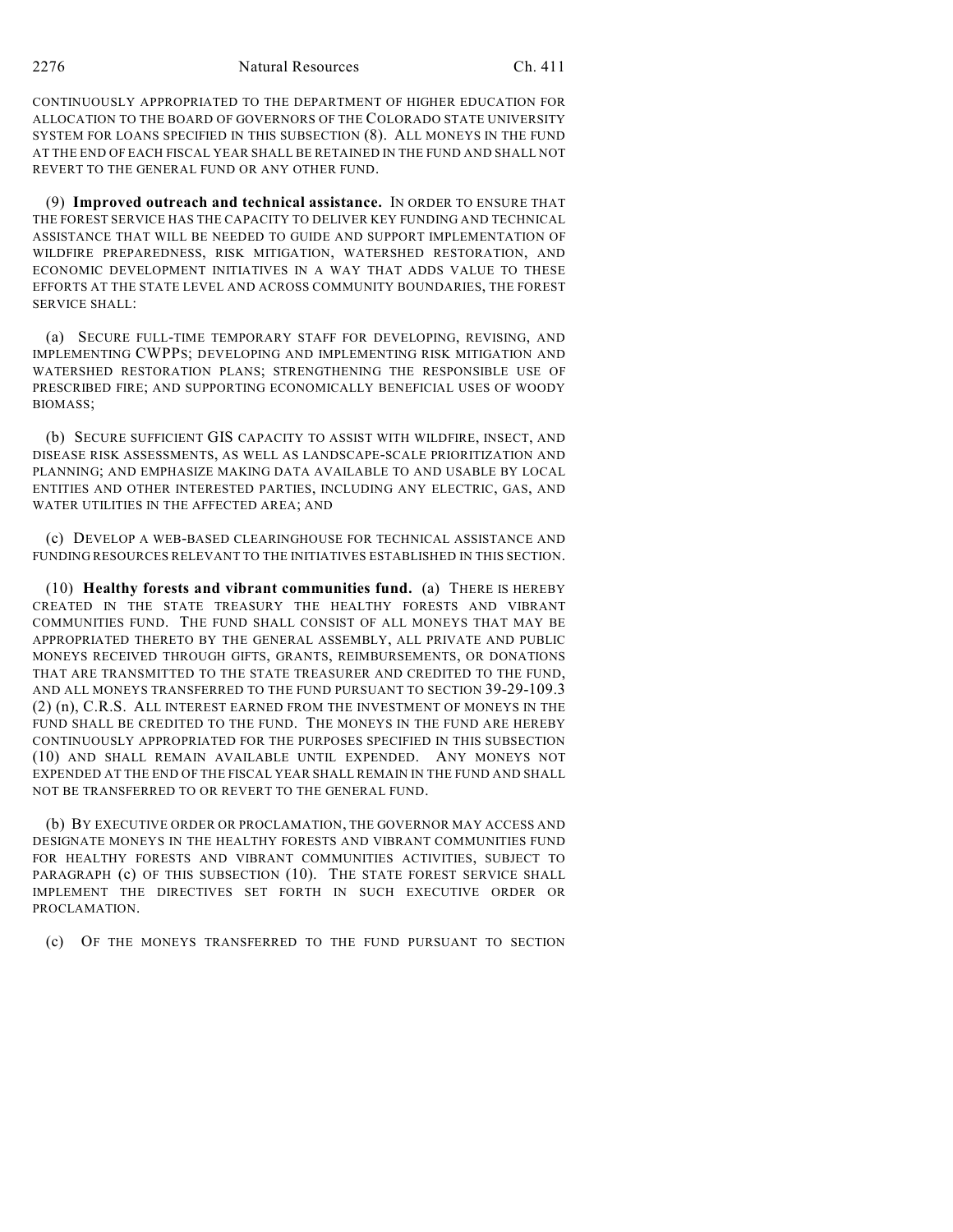CONTINUOUSLY APPROPRIATED TO THE DEPARTMENT OF HIGHER EDUCATION FOR ALLOCATION TO THE BOARD OF GOVERNORS OF THE COLORADO STATE UNIVERSITY SYSTEM FOR LOANS SPECIFIED IN THIS SUBSECTION (8). ALL MONEYS IN THE FUND AT THE END OF EACH FISCAL YEAR SHALL BE RETAINED IN THE FUND AND SHALL NOT REVERT TO THE GENERAL FUND OR ANY OTHER FUND.

(9) **Improved outreach and technical assistance.** IN ORDER TO ENSURE THAT THE FOREST SERVICE HAS THE CAPACITY TO DELIVER KEY FUNDING AND TECHNICAL ASSISTANCE THAT WILL BE NEEDED TO GUIDE AND SUPPORT IMPLEMENTATION OF WILDFIRE PREPAREDNESS, RISK MITIGATION, WATERSHED RESTORATION, AND ECONOMIC DEVELOPMENT INITIATIVES IN A WAY THAT ADDS VALUE TO THESE EFFORTS AT THE STATE LEVEL AND ACROSS COMMUNITY BOUNDARIES, THE FOREST SERVICE SHALL:

(a) SECURE FULL-TIME TEMPORARY STAFF FOR DEVELOPING, REVISING, AND IMPLEMENTING CWPPS; DEVELOPING AND IMPLEMENTING RISK MITIGATION AND WATERSHED RESTORATION PLANS; STRENGTHENING THE RESPONSIBLE USE OF PRESCRIBED FIRE; AND SUPPORTING ECONOMICALLY BENEFICIAL USES OF WOODY BIOMASS;

(b) SECURE SUFFICIENT GIS CAPACITY TO ASSIST WITH WILDFIRE, INSECT, AND DISEASE RISK ASSESSMENTS, AS WELL AS LANDSCAPE-SCALE PRIORITIZATION AND PLANNING; AND EMPHASIZE MAKING DATA AVAILABLE TO AND USABLE BY LOCAL ENTITIES AND OTHER INTERESTED PARTIES, INCLUDING ANY ELECTRIC, GAS, AND WATER UTILITIES IN THE AFFECTED AREA; AND

(c) DEVELOP A WEB-BASED CLEARINGHOUSE FOR TECHNICAL ASSISTANCE AND FUNDING RESOURCES RELEVANT TO THE INITIATIVES ESTABLISHED IN THIS SECTION.

(10) **Healthy forests and vibrant communities fund.** (a) THERE IS HEREBY CREATED IN THE STATE TREASURY THE HEALTHY FORESTS AND VIBRANT COMMUNITIES FUND. THE FUND SHALL CONSIST OF ALL MONEYS THAT MAY BE APPROPRIATED THERETO BY THE GENERAL ASSEMBLY, ALL PRIVATE AND PUBLIC MONEYS RECEIVED THROUGH GIFTS, GRANTS, REIMBURSEMENTS, OR DONATIONS THAT ARE TRANSMITTED TO THE STATE TREASURER AND CREDITED TO THE FUND, AND ALL MONEYS TRANSFERRED TO THE FUND PURSUANT TO SECTION 39-29-109.3 (2) (n), C.R.S. ALL INTEREST EARNED FROM THE INVESTMENT OF MONEYS IN THE FUND SHALL BE CREDITED TO THE FUND. THE MONEYS IN THE FUND ARE HEREBY CONTINUOUSLY APPROPRIATED FOR THE PURPOSES SPECIFIED IN THIS SUBSECTION (10) AND SHALL REMAIN AVAILABLE UNTIL EXPENDED. ANY MONEYS NOT EXPENDED AT THE END OF THE FISCAL YEAR SHALL REMAIN IN THE FUND AND SHALL NOT BE TRANSFERRED TO OR REVERT TO THE GENERAL FUND.

(b) BY EXECUTIVE ORDER OR PROCLAMATION, THE GOVERNOR MAY ACCESS AND DESIGNATE MONEYS IN THE HEALTHY FORESTS AND VIBRANT COMMUNITIES FUND FOR HEALTHY FORESTS AND VIBRANT COMMUNITIES ACTIVITIES, SUBJECT TO PARAGRAPH (c) OF THIS SUBSECTION (10). THE STATE FOREST SERVICE SHALL IMPLEMENT THE DIRECTIVES SET FORTH IN SUCH EXECUTIVE ORDER OR PROCLAMATION.

(c) OF THE MONEYS TRANSFERRED TO THE FUND PURSUANT TO SECTION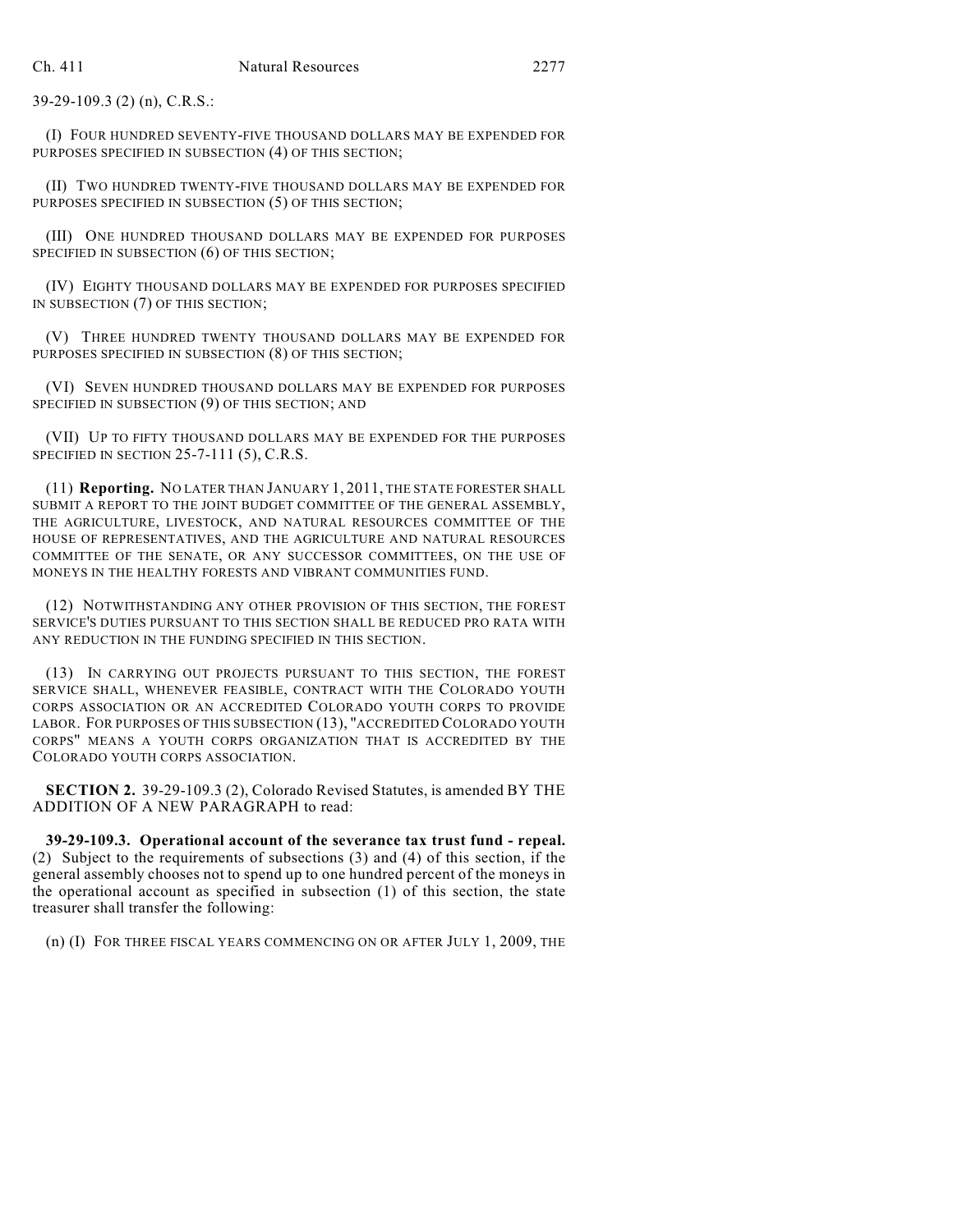39-29-109.3 (2) (n), C.R.S.:

(I) FOUR HUNDRED SEVENTY-FIVE THOUSAND DOLLARS MAY BE EXPENDED FOR PURPOSES SPECIFIED IN SUBSECTION (4) OF THIS SECTION;

(II) TWO HUNDRED TWENTY-FIVE THOUSAND DOLLARS MAY BE EXPENDED FOR PURPOSES SPECIFIED IN SUBSECTION (5) OF THIS SECTION;

(III) ONE HUNDRED THOUSAND DOLLARS MAY BE EXPENDED FOR PURPOSES SPECIFIED IN SUBSECTION (6) OF THIS SECTION;

(IV) EIGHTY THOUSAND DOLLARS MAY BE EXPENDED FOR PURPOSES SPECIFIED IN SUBSECTION (7) OF THIS SECTION;

(V) THREE HUNDRED TWENTY THOUSAND DOLLARS MAY BE EXPENDED FOR PURPOSES SPECIFIED IN SUBSECTION (8) OF THIS SECTION;

(VI) SEVEN HUNDRED THOUSAND DOLLARS MAY BE EXPENDED FOR PURPOSES SPECIFIED IN SUBSECTION (9) OF THIS SECTION; AND

(VII) UP TO FIFTY THOUSAND DOLLARS MAY BE EXPENDED FOR THE PURPOSES SPECIFIED IN SECTION 25-7-111 (5), C.R.S.

(11) **Reporting.** NO LATER THAN JANUARY 1, 2011, THE STATE FORESTER SHALL SUBMIT A REPORT TO THE JOINT BUDGET COMMITTEE OF THE GENERAL ASSEMBLY, THE AGRICULTURE, LIVESTOCK, AND NATURAL RESOURCES COMMITTEE OF THE HOUSE OF REPRESENTATIVES, AND THE AGRICULTURE AND NATURAL RESOURCES COMMITTEE OF THE SENATE, OR ANY SUCCESSOR COMMITTEES, ON THE USE OF MONEYS IN THE HEALTHY FORESTS AND VIBRANT COMMUNITIES FUND.

(12) NOTWITHSTANDING ANY OTHER PROVISION OF THIS SECTION, THE FOREST SERVICE'S DUTIES PURSUANT TO THIS SECTION SHALL BE REDUCED PRO RATA WITH ANY REDUCTION IN THE FUNDING SPECIFIED IN THIS SECTION.

(13) IN CARRYING OUT PROJECTS PURSUANT TO THIS SECTION, THE FOREST SERVICE SHALL, WHENEVER FEASIBLE, CONTRACT WITH THE COLORADO YOUTH CORPS ASSOCIATION OR AN ACCREDITED COLORADO YOUTH CORPS TO PROVIDE LABOR. FOR PURPOSES OF THIS SUBSECTION (13), "ACCREDITED COLORADO YOUTH CORPS" MEANS A YOUTH CORPS ORGANIZATION THAT IS ACCREDITED BY THE COLORADO YOUTH CORPS ASSOCIATION.

**SECTION 2.** 39-29-109.3 (2), Colorado Revised Statutes, is amended BY THE ADDITION OF A NEW PARAGRAPH to read:

**39-29-109.3. Operational account of the severance tax trust fund - repeal.** (2) Subject to the requirements of subsections (3) and (4) of this section, if the general assembly chooses not to spend up to one hundred percent of the moneys in the operational account as specified in subsection (1) of this section, the state treasurer shall transfer the following:

(n) (I) FOR THREE FISCAL YEARS COMMENCING ON OR AFTER JULY 1, 2009, THE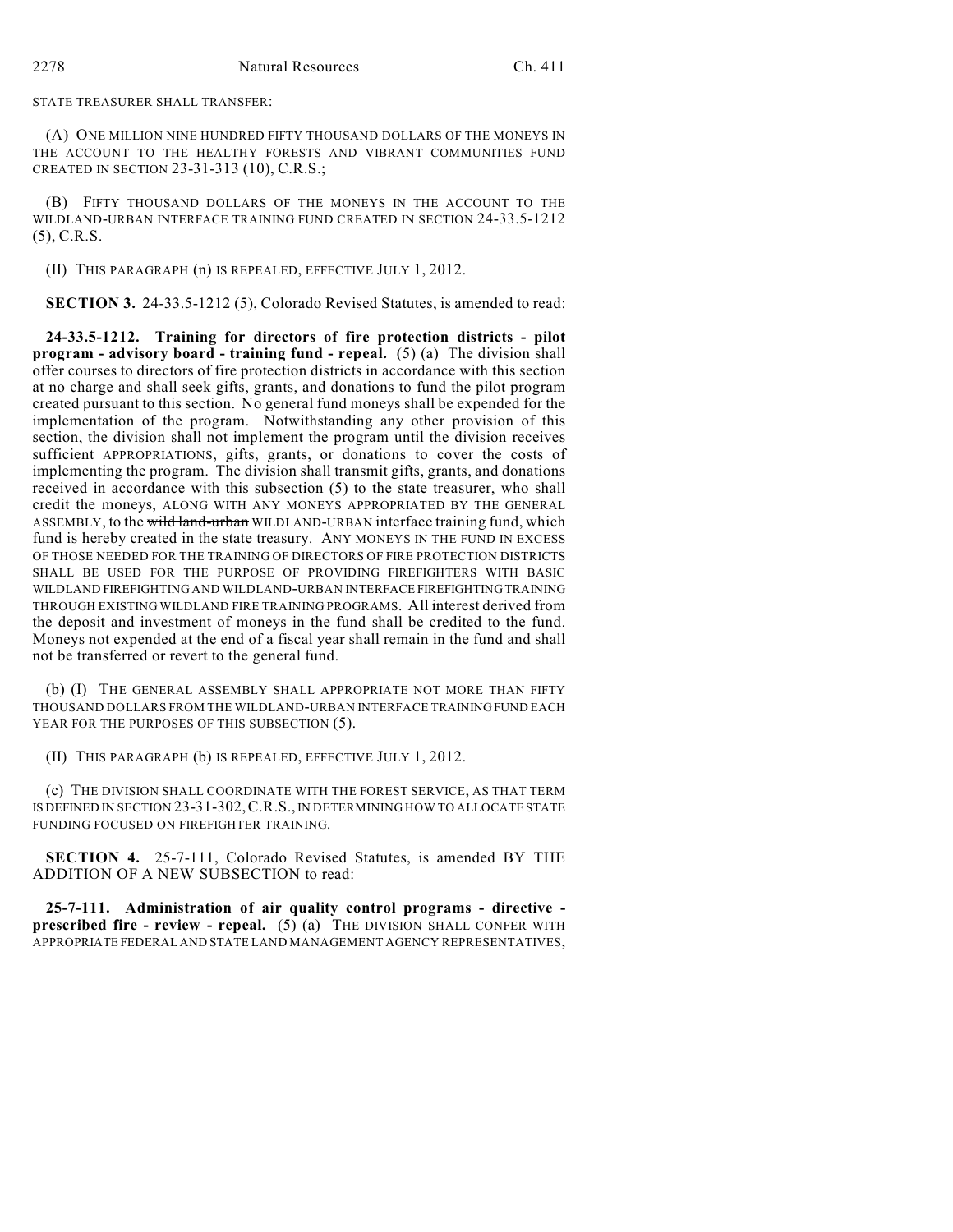STATE TREASURER SHALL TRANSFER:

(A) ONE MILLION NINE HUNDRED FIFTY THOUSAND DOLLARS OF THE MONEYS IN THE ACCOUNT TO THE HEALTHY FORESTS AND VIBRANT COMMUNITIES FUND CREATED IN SECTION 23-31-313 (10), C.R.S.;

(B) FIFTY THOUSAND DOLLARS OF THE MONEYS IN THE ACCOUNT TO THE WILDLAND-URBAN INTERFACE TRAINING FUND CREATED IN SECTION 24-33.5-1212 (5), C.R.S.

(II) THIS PARAGRAPH (n) IS REPEALED, EFFECTIVE JULY 1, 2012.

**SECTION 3.** 24-33.5-1212 (5), Colorado Revised Statutes, is amended to read:

**24-33.5-1212. Training for directors of fire protection districts - pilot program - advisory board - training fund - repeal.** (5) (a) The division shall offer courses to directors of fire protection districts in accordance with this section at no charge and shall seek gifts, grants, and donations to fund the pilot program created pursuant to this section. No general fund moneys shall be expended for the implementation of the program. Notwithstanding any other provision of this section, the division shall not implement the program until the division receives sufficient APPROPRIATIONS, gifts, grants, or donations to cover the costs of implementing the program. The division shall transmit gifts, grants, and donations received in accordance with this subsection (5) to the state treasurer, who shall credit the moneys, ALONG WITH ANY MONEYS APPROPRIATED BY THE GENERAL ASSEMBLY, to the ~~wild land-urban~~ WILDLAND-URBAN interface training fund, which fund is hereby created in the state treasury. ANY MONEYS IN THE FUND IN EXCESS OF THOSE NEEDED FOR THE TRAINING OF DIRECTORS OF FIRE PROTECTION DISTRICTS SHALL BE USED FOR THE PURPOSE OF PROVIDING FIREFIGHTERS WITH BASIC WILDLAND FIREFIGHTING AND WILDLAND-URBAN INTERFACE FIREFIGHTING TRAINING THROUGH EXISTING WILDLAND FIRE TRAINING PROGRAMS. All interest derived from the deposit and investment of moneys in the fund shall be credited to the fund. Moneys not expended at the end of a fiscal year shall remain in the fund and shall not be transferred or revert to the general fund.

(b) (I) THE GENERAL ASSEMBLY SHALL APPROPRIATE NOT MORE THAN FIFTY THOUSAND DOLLARS FROM THE WILDLAND-URBAN INTERFACE TRAINING FUND EACH YEAR FOR THE PURPOSES OF THIS SUBSECTION (5).

(II) THIS PARAGRAPH (b) IS REPEALED, EFFECTIVE JULY 1, 2012.

(c) THE DIVISION SHALL COORDINATE WITH THE FOREST SERVICE, AS THAT TERM IS DEFINED IN SECTION 23-31-302, C.R.S., IN DETERMINING HOW TO ALLOCATE STATE FUNDING FOCUSED ON FIREFIGHTER TRAINING.

**SECTION 4.** 25-7-111, Colorado Revised Statutes, is amended BY THE ADDITION OF A NEW SUBSECTION to read:

**25-7-111. Administration of air quality control programs - directive - prescribed fire - review - repeal.** (5) (a) THE DIVISION SHALL CONFER WITH APPROPRIATE FEDERAL AND STATE LAND MANAGEMENT AGENCY REPRESENTATIVES,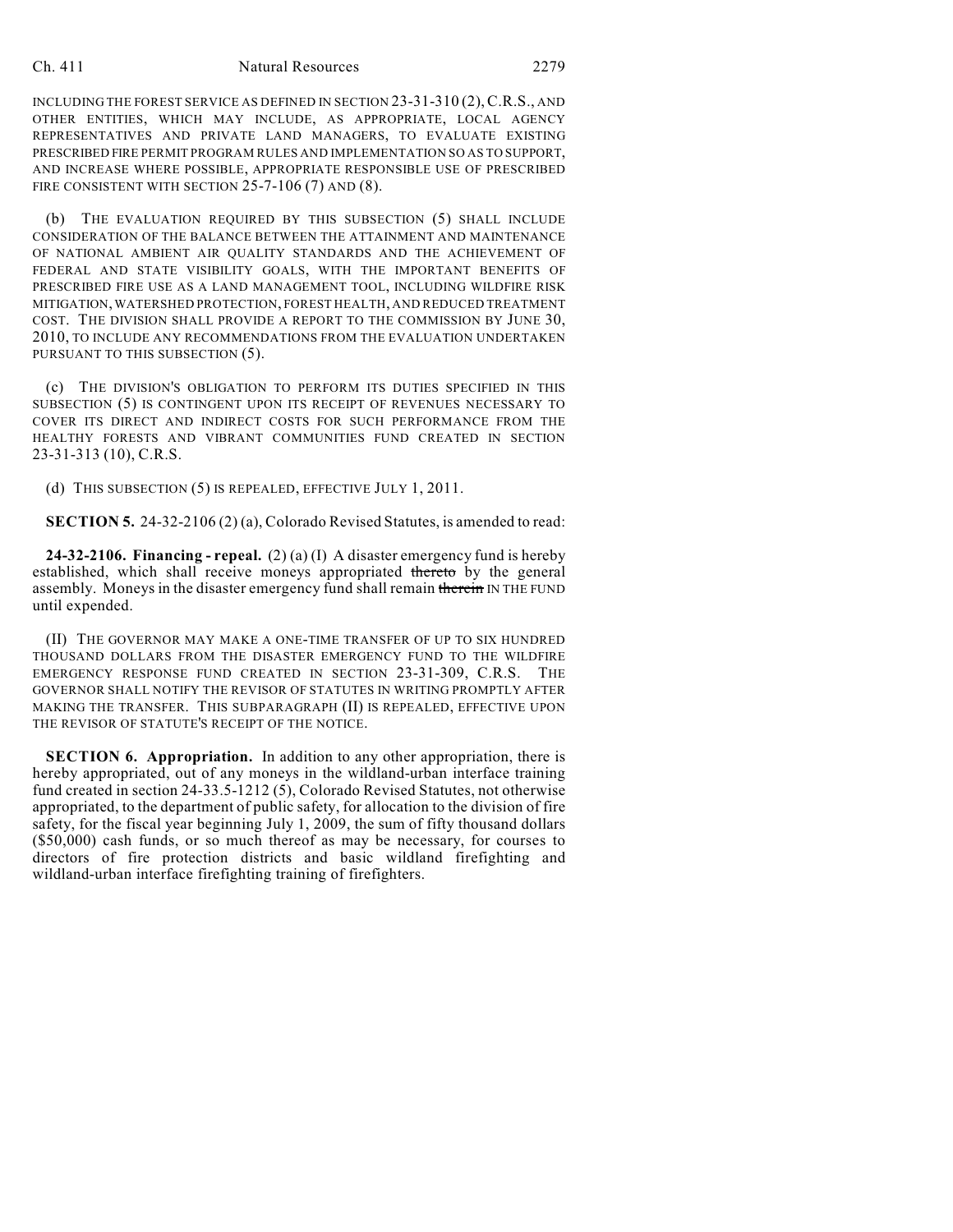INCLUDING THE FOREST SERVICE AS DEFINED IN SECTION 23-31-310 (2), C.R.S., AND OTHER ENTITIES, WHICH MAY INCLUDE, AS APPROPRIATE, LOCAL AGENCY REPRESENTATIVES AND PRIVATE LAND MANAGERS, TO EVALUATE EXISTING PRESCRIBED FIRE PERMIT PROGRAM RULES AND IMPLEMENTATION SO AS TO SUPPORT, AND INCREASE WHERE POSSIBLE, APPROPRIATE RESPONSIBLE USE OF PRESCRIBED FIRE CONSISTENT WITH SECTION 25-7-106 (7) AND (8).

(b) THE EVALUATION REQUIRED BY THIS SUBSECTION (5) SHALL INCLUDE CONSIDERATION OF THE BALANCE BETWEEN THE ATTAINMENT AND MAINTENANCE OF NATIONAL AMBIENT AIR QUALITY STANDARDS AND THE ACHIEVEMENT OF FEDERAL AND STATE VISIBILITY GOALS, WITH THE IMPORTANT BENEFITS OF PRESCRIBED FIRE USE AS A LAND MANAGEMENT TOOL, INCLUDING WILDFIRE RISK MITIGATION, WATERSHED PROTECTION, FOREST HEALTH, AND REDUCED TREATMENT COST. THE DIVISION SHALL PROVIDE A REPORT TO THE COMMISSION BY JUNE 30, 2010, TO INCLUDE ANY RECOMMENDATIONS FROM THE EVALUATION UNDERTAKEN PURSUANT TO THIS SUBSECTION (5).

(c) THE DIVISION'S OBLIGATION TO PERFORM ITS DUTIES SPECIFIED IN THIS SUBSECTION (5) IS CONTINGENT UPON ITS RECEIPT OF REVENUES NECESSARY TO COVER ITS DIRECT AND INDIRECT COSTS FOR SUCH PERFORMANCE FROM THE HEALTHY FORESTS AND VIBRANT COMMUNITIES FUND CREATED IN SECTION 23-31-313 (10), C.R.S.

(d) THIS SUBSECTION (5) IS REPEALED, EFFECTIVE JULY 1, 2011.

**SECTION 5.** 24-32-2106 (2) (a), Colorado Revised Statutes, is amended to read:

**24-32-2106. Financing - repeal.** (2) (a) (I) A disaster emergency fund is hereby established, which shall receive moneys appropriated ~~thereto~~ by the general assembly. Moneys in the disaster emergency fund shall remain ~~therein~~ IN THE FUND until expended.

(II) THE GOVERNOR MAY MAKE A ONE-TIME TRANSFER OF UP TO SIX HUNDRED THOUSAND DOLLARS FROM THE DISASTER EMERGENCY FUND TO THE WILDFIRE EMERGENCY RESPONSE FUND CREATED IN SECTION 23-31-309, C.R.S. THE GOVERNOR SHALL NOTIFY THE REVISOR OF STATUTES IN WRITING PROMPTLY AFTER MAKING THE TRANSFER. THIS SUBPARAGRAPH (II) IS REPEALED, EFFECTIVE UPON THE REVISOR OF STATUTE'S RECEIPT OF THE NOTICE.

**SECTION 6. Appropriation.** In addition to any other appropriation, there is hereby appropriated, out of any moneys in the wildland-urban interface training fund created in section 24-33.5-1212 (5), Colorado Revised Statutes, not otherwise appropriated, to the department of public safety, for allocation to the division of fire safety, for the fiscal year beginning July 1, 2009, the sum of fifty thousand dollars ($50,000) cash funds, or so much thereof as may be necessary, for courses to directors of fire protection districts and basic wildland firefighting and wildland-urban interface firefighting training of firefighters.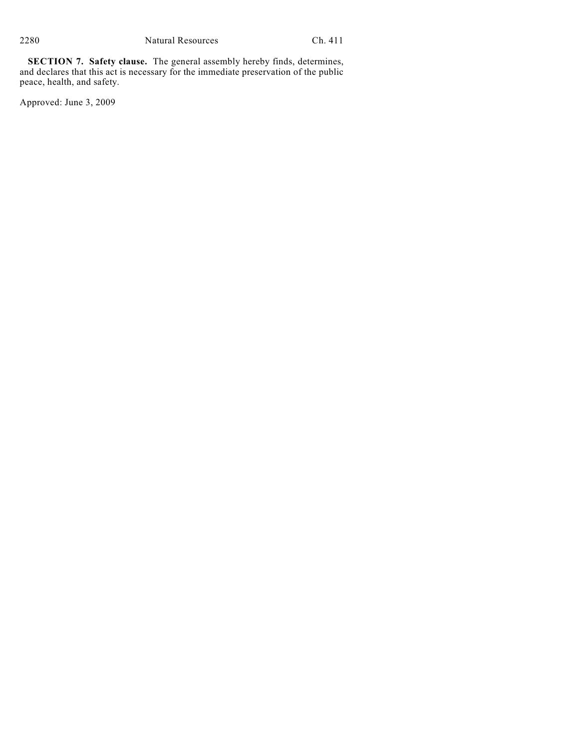**SECTION 7. Safety clause.** The general assembly hereby finds, determines, and declares that this act is necessary for the immediate preservation of the public peace, health, and safety.

Approved: June 3, 2009